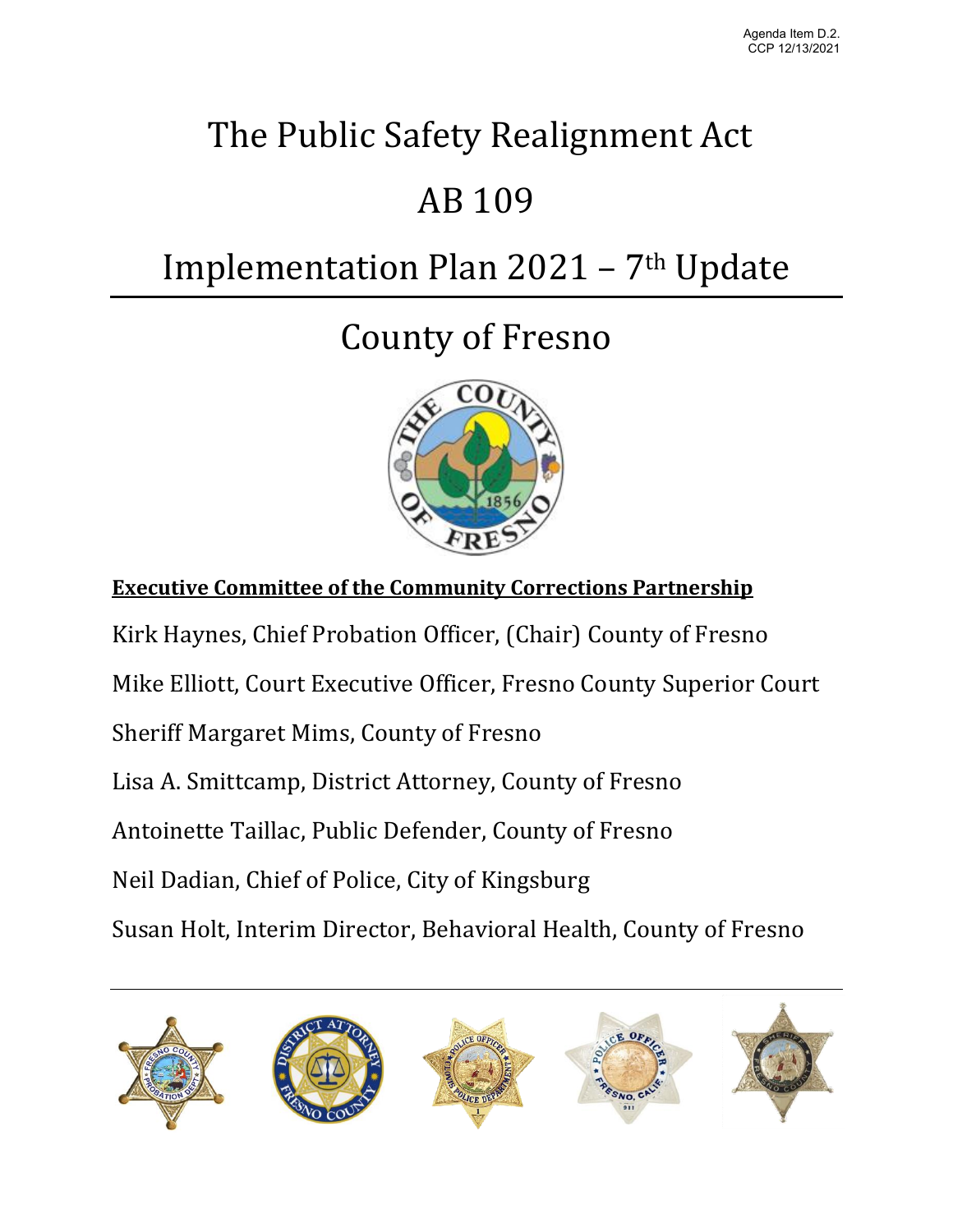Agenda Item D.2.
CCP 12/13/2021

# The Public Safety Realignment Act

# AB 109

# Implementation Plan 2021 – 7th Update

# County of Fresno

**Executive Committee of the Community Corrections Partnership**

Kirk Haynes, Chief Probation Officer, (Chair) County of Fresno

Mike Elliott, Court Executive Officer, Fresno County Superior Court

Sheriff Margaret Mims, County of Fresno

Lisa A. Smittcamp, District Attorney, County of Fresno

Antoinette Taillac, Public Defender, County of Fresno

Neil Dadian, Chief of Police, City of Kingsburg

Susan Holt, Interim Director, Behavioral Health, County of Fresno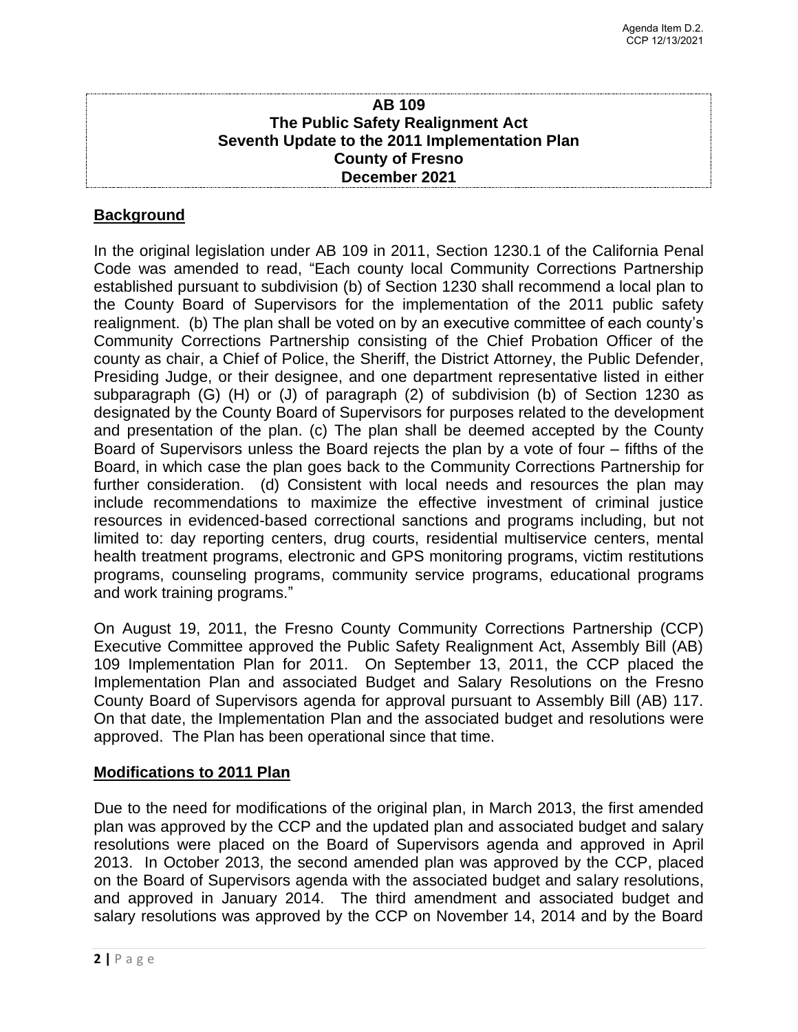**AB 109**
**The Public Safety Realignment Act**
**Seventh Update to the 2011 Implementation Plan**
**County of Fresno**
**December 2021**

## Background

In the original legislation under AB 109 in 2011, Section 1230.1 of the California Penal Code was amended to read, "Each county local Community Corrections Partnership established pursuant to subdivision (b) of Section 1230 shall recommend a local plan to the County Board of Supervisors for the implementation of the 2011 public safety realignment. (b) The plan shall be voted on by an executive committee of each county's Community Corrections Partnership consisting of the Chief Probation Officer of the county as chair, a Chief of Police, the Sheriff, the District Attorney, the Public Defender, Presiding Judge, or their designee, and one department representative listed in either subparagraph (G) (H) or (J) of paragraph (2) of subdivision (b) of Section 1230 as designated by the County Board of Supervisors for purposes related to the development and presentation of the plan. (c) The plan shall be deemed accepted by the County Board of Supervisors unless the Board rejects the plan by a vote of four – fifths of the Board, in which case the plan goes back to the Community Corrections Partnership for further consideration. (d) Consistent with local needs and resources the plan may include recommendations to maximize the effective investment of criminal justice resources in evidenced-based correctional sanctions and programs including, but not limited to: day reporting centers, drug courts, residential multiservice centers, mental health treatment programs, electronic and GPS monitoring programs, victim restitutions programs, counseling programs, community service programs, educational programs and work training programs."

On August 19, 2011, the Fresno County Community Corrections Partnership (CCP) Executive Committee approved the Public Safety Realignment Act, Assembly Bill (AB) 109 Implementation Plan for 2011. On September 13, 2011, the CCP placed the Implementation Plan and associated Budget and Salary Resolutions on the Fresno County Board of Supervisors agenda for approval pursuant to Assembly Bill (AB) 117. On that date, the Implementation Plan and the associated budget and resolutions were approved. The Plan has been operational since that time.

## Modifications to 2011 Plan

Due to the need for modifications of the original plan, in March 2013, the first amended plan was approved by the CCP and the updated plan and associated budget and salary resolutions were placed on the Board of Supervisors agenda and approved in April 2013. In October 2013, the second amended plan was approved by the CCP, placed on the Board of Supervisors agenda with the associated budget and salary resolutions, and approved in January 2014. The third amendment and associated budget and salary resolutions was approved by the CCP on November 14, 2014 and by the Board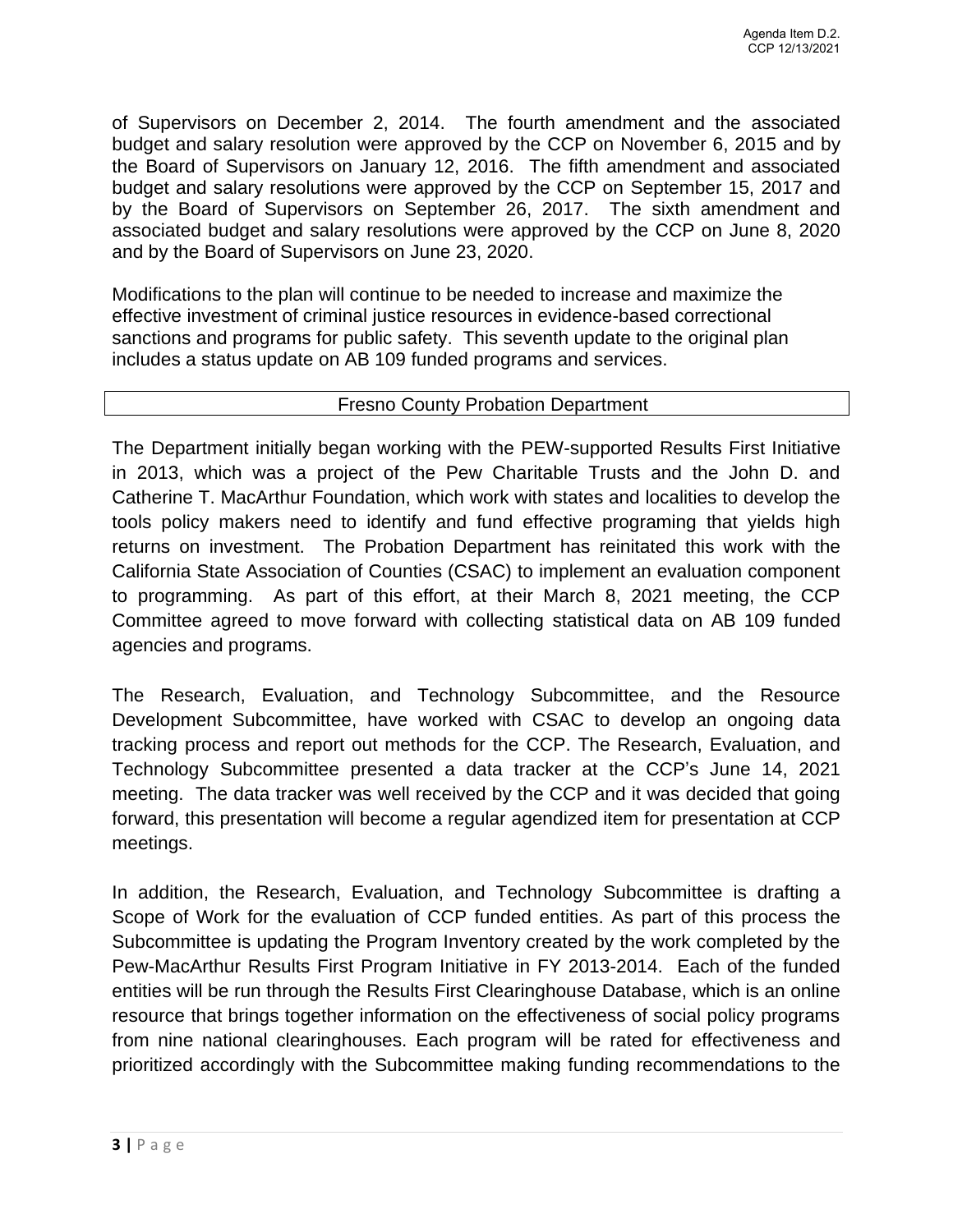of Supervisors on December 2, 2014. The fourth amendment and the associated budget and salary resolution were approved by the CCP on November 6, 2015 and by the Board of Supervisors on January 12, 2016. The fifth amendment and associated budget and salary resolutions were approved by the CCP on September 15, 2017 and by the Board of Supervisors on September 26, 2017. The sixth amendment and associated budget and salary resolutions were approved by the CCP on June 8, 2020 and by the Board of Supervisors on June 23, 2020.

Modifications to the plan will continue to be needed to increase and maximize the effective investment of criminal justice resources in evidence-based correctional sanctions and programs for public safety. This seventh update to the original plan includes a status update on AB 109 funded programs and services.

## Fresno County Probation Department

The Department initially began working with the PEW-supported Results First Initiative in 2013, which was a project of the Pew Charitable Trusts and the John D. and Catherine T. MacArthur Foundation, which work with states and localities to develop the tools policy makers need to identify and fund effective programing that yields high returns on investment. The Probation Department has reinitated this work with the California State Association of Counties (CSAC) to implement an evaluation component to programming. As part of this effort, at their March 8, 2021 meeting, the CCP Committee agreed to move forward with collecting statistical data on AB 109 funded agencies and programs.

The Research, Evaluation, and Technology Subcommittee, and the Resource Development Subcommittee, have worked with CSAC to develop an ongoing data tracking process and report out methods for the CCP. The Research, Evaluation, and Technology Subcommittee presented a data tracker at the CCP's June 14, 2021 meeting. The data tracker was well received by the CCP and it was decided that going forward, this presentation will become a regular agendized item for presentation at CCP meetings.

In addition, the Research, Evaluation, and Technology Subcommittee is drafting a Scope of Work for the evaluation of CCP funded entities. As part of this process the Subcommittee is updating the Program Inventory created by the work completed by the Pew-MacArthur Results First Program Initiative in FY 2013-2014. Each of the funded entities will be run through the Results First Clearinghouse Database, which is an online resource that brings together information on the effectiveness of social policy programs from nine national clearinghouses. Each program will be rated for effectiveness and prioritized accordingly with the Subcommittee making funding recommendations to the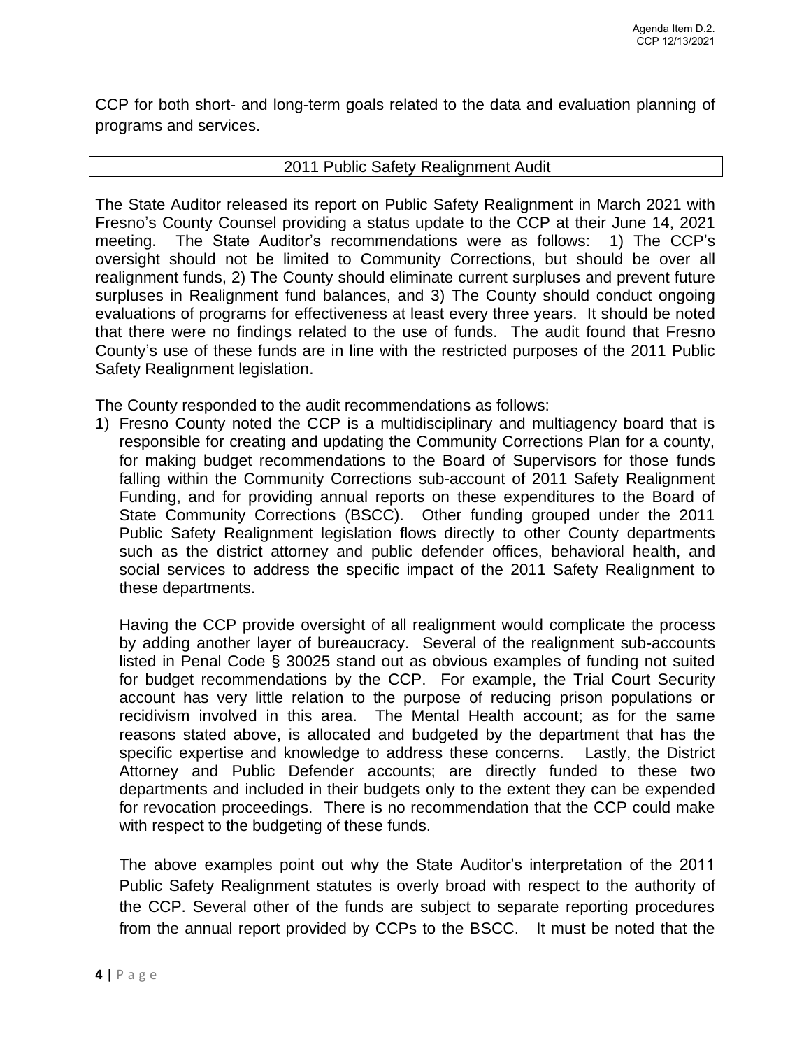CCP for both short- and long-term goals related to the data and evaluation planning of programs and services.

## 2011 Public Safety Realignment Audit

The State Auditor released its report on Public Safety Realignment in March 2021 with Fresno's County Counsel providing a status update to the CCP at their June 14, 2021 meeting. The State Auditor's recommendations were as follows: 1) The CCP's oversight should not be limited to Community Corrections, but should be over all realignment funds, 2) The County should eliminate current surpluses and prevent future surpluses in Realignment fund balances, and 3) The County should conduct ongoing evaluations of programs for effectiveness at least every three years. It should be noted that there were no findings related to the use of funds. The audit found that Fresno County's use of these funds are in line with the restricted purposes of the 2011 Public Safety Realignment legislation.

The County responded to the audit recommendations as follows:

1) Fresno County noted the CCP is a multidisciplinary and multiagency board that is responsible for creating and updating the Community Corrections Plan for a county, for making budget recommendations to the Board of Supervisors for those funds falling within the Community Corrections sub-account of 2011 Safety Realignment Funding, and for providing annual reports on these expenditures to the Board of State Community Corrections (BSCC). Other funding grouped under the 2011 Public Safety Realignment legislation flows directly to other County departments such as the district attorney and public defender offices, behavioral health, and social services to address the specific impact of the 2011 Safety Realignment to these departments.

   Having the CCP provide oversight of all realignment would complicate the process by adding another layer of bureaucracy. Several of the realignment sub-accounts listed in Penal Code § 30025 stand out as obvious examples of funding not suited for budget recommendations by the CCP. For example, the Trial Court Security account has very little relation to the purpose of reducing prison populations or recidivism involved in this area. The Mental Health account; as for the same reasons stated above, is allocated and budgeted by the department that has the specific expertise and knowledge to address these concerns. Lastly, the District Attorney and Public Defender accounts; are directly funded to these two departments and included in their budgets only to the extent they can be expended for revocation proceedings. There is no recommendation that the CCP could make with respect to the budgeting of these funds.

   The above examples point out why the State Auditor's interpretation of the 2011 Public Safety Realignment statutes is overly broad with respect to the authority of the CCP. Several other of the funds are subject to separate reporting procedures from the annual report provided by CCPs to the BSCC. It must be noted that the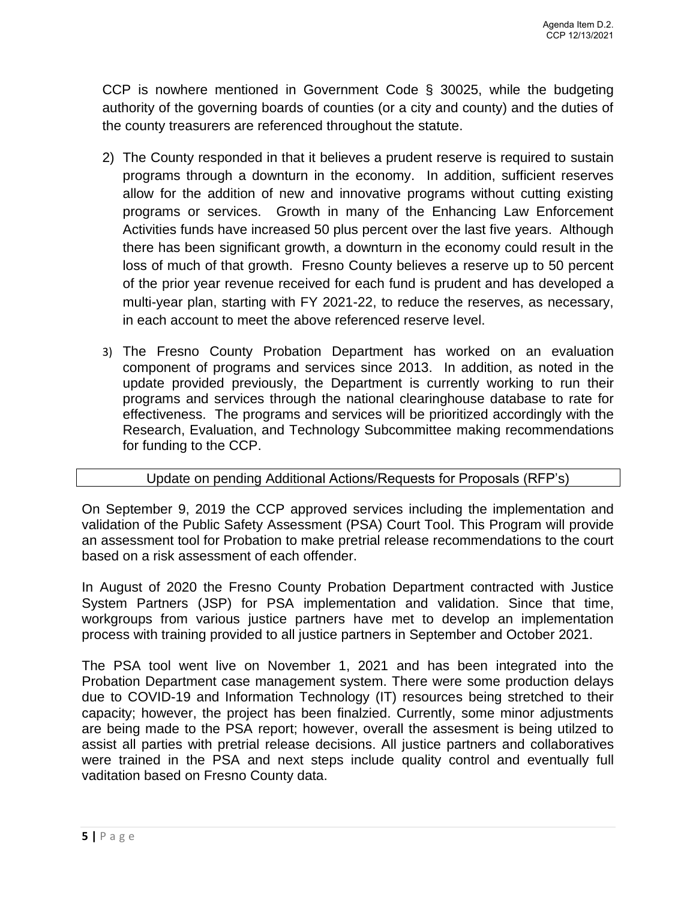CCP is nowhere mentioned in Government Code § 30025, while the budgeting authority of the governing boards of counties (or a city and county) and the duties of the county treasurers are referenced throughout the statute.

2) The County responded in that it believes a prudent reserve is required to sustain programs through a downturn in the economy. In addition, sufficient reserves allow for the addition of new and innovative programs without cutting existing programs or services. Growth in many of the Enhancing Law Enforcement Activities funds have increased 50 plus percent over the last five years. Although there has been significant growth, a downturn in the economy could result in the loss of much of that growth. Fresno County believes a reserve up to 50 percent of the prior year revenue received for each fund is prudent and has developed a multi-year plan, starting with FY 2021-22, to reduce the reserves, as necessary, in each account to meet the above referenced reserve level.

3) The Fresno County Probation Department has worked on an evaluation component of programs and services since 2013. In addition, as noted in the update provided previously, the Department is currently working to run their programs and services through the national clearinghouse database to rate for effectiveness. The programs and services will be prioritized accordingly with the Research, Evaluation, and Technology Subcommittee making recommendations for funding to the CCP.

## Update on pending Additional Actions/Requests for Proposals (RFP's)

On September 9, 2019 the CCP approved services including the implementation and validation of the Public Safety Assessment (PSA) Court Tool. This Program will provide an assessment tool for Probation to make pretrial release recommendations to the court based on a risk assessment of each offender.

In August of 2020 the Fresno County Probation Department contracted with Justice System Partners (JSP) for PSA implementation and validation. Since that time, workgroups from various justice partners have met to develop an implementation process with training provided to all justice partners in September and October 2021.

The PSA tool went live on November 1, 2021 and has been integrated into the Probation Department case management system. There were some production delays due to COVID-19 and Information Technology (IT) resources being stretched to their capacity; however, the project has been finalzied. Currently, some minor adjustments are being made to the PSA report; however, overall the assesment is being utilzed to assist all parties with pretrial release decisions. All justice partners and collaboratives were trained in the PSA and next steps include quality control and eventually full vaditation based on Fresno County data.